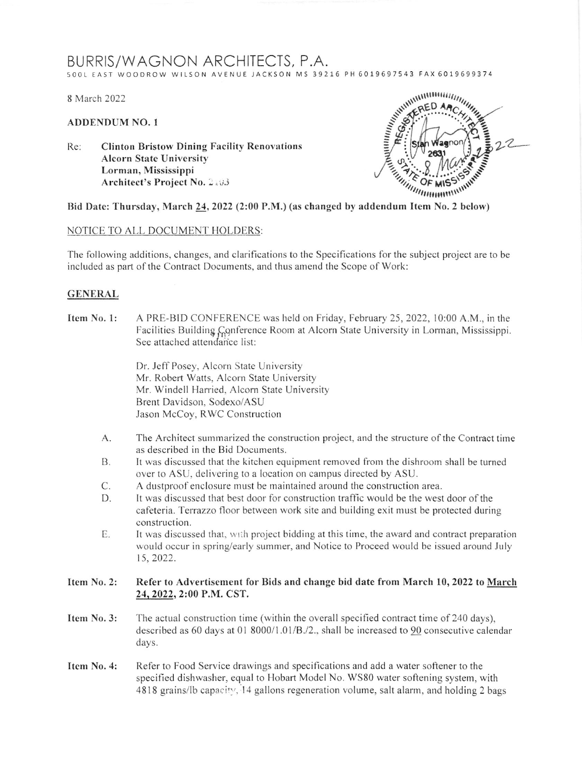# BURRIS/WAGNON ARCHITECTS, P.A.

500L EAST WOODROW WILSON AVENUE JACKSON MS 39216 PH 6019697543 FAX 6019699374

8 March 2022

**ADDENDUM NO. 1**

Re: **Clinton Bristow Dining Facility Renovations**
**Alcorn State University**
**Lorman, Mississippi**
**Architect's Project No. 2103**

**Bid Date: Thursday, March 24, 2022 (2:00 P.M.) (as changed by addendum Item No. 2 below)**

NOTICE TO ALL DOCUMENT HOLDERS:

The following additions, changes, and clarifications to the Specifications for the subject project are to be included as part of the Contract Documents, and thus amend the Scope of Work:

## GENERAL

**Item No. 1:** A PRE-BID CONFERENCE was held on Friday, February 25, 2022, 10:00 A.M., in the Facilities Building Conference Room at Alcorn State University in Lorman, Mississippi. See attached attendance list:

Dr. Jeff Posey, Alcorn State University
Mr. Robert Watts, Alcorn State University
Mr. Windell Harried, Alcorn State University
Brent Davidson, Sodexo/ASU
Jason McCoy, RWC Construction

A. The Architect summarized the construction project, and the structure of the Contract time as described in the Bid Documents.

B. It was discussed that the kitchen equipment removed from the dishroom shall be turned over to ASU, delivering to a location on campus directed by ASU.

C. A dustproof enclosure must be maintained around the construction area.

D. It was discussed that best door for construction traffic would be the west door of the cafeteria. Terrazzo floor between work site and building exit must be protected during construction.

E. It was discussed that, with project bidding at this time, the award and contract preparation would occur in spring/early summer, and Notice to Proceed would be issued around July 15, 2022.

**Item No. 2:** **Refer to Advertisement for Bids and change bid date from March 10, 2022 to March 24, 2022, 2:00 P.M. CST.**

**Item No. 3:** The actual construction time (within the overall specified contract time of 240 days), described as 60 days at 01 8000/1.01/B./2., shall be increased to 90 consecutive calendar days.

**Item No. 4:** Refer to Food Service drawings and specifications and add a water softener to the specified dishwasher, equal to Hobart Model No. WS80 water softening system, with 4818 grains/lb capacity, 14 gallons regeneration volume, salt alarm, and holding 2 bags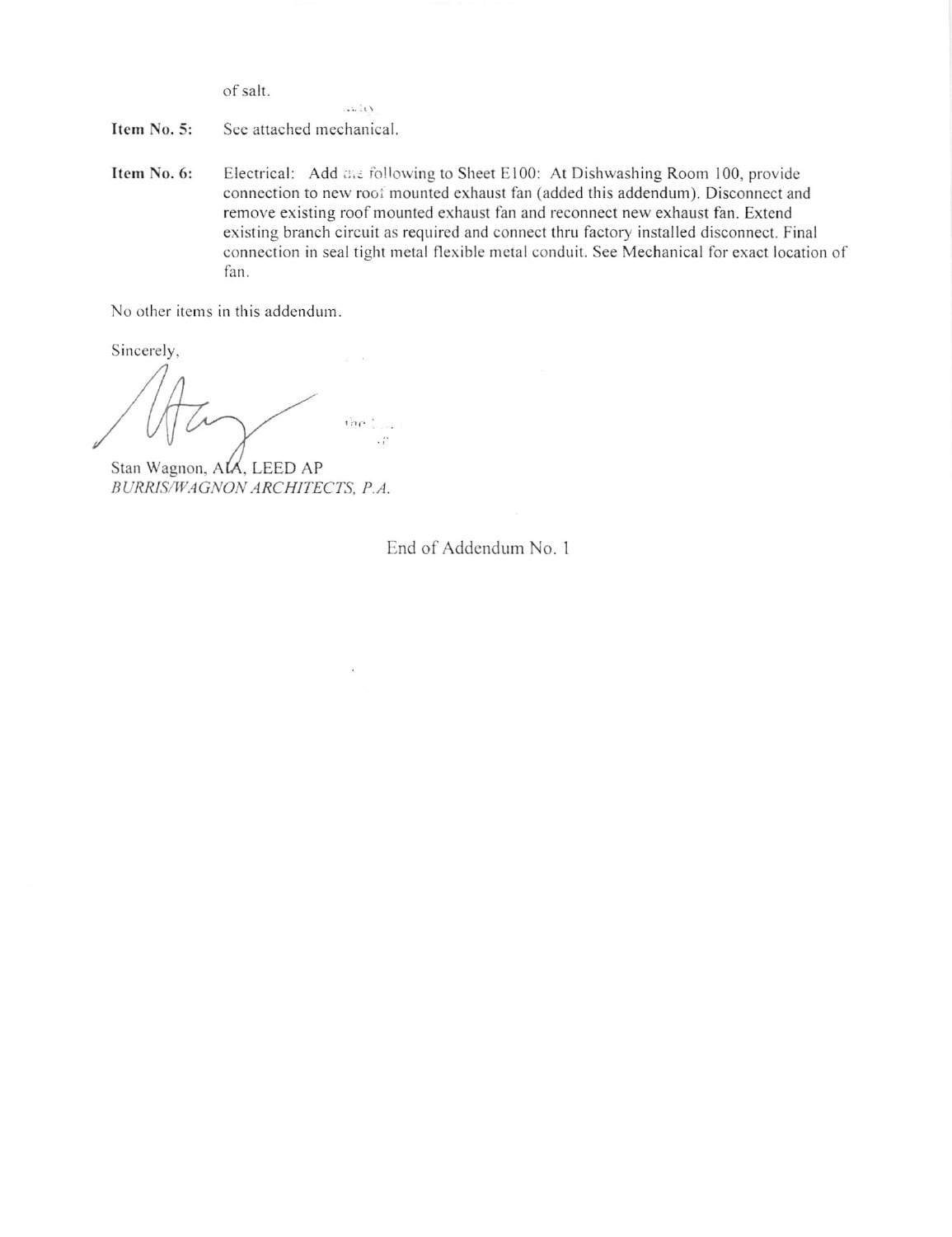of salt.

**Item No. 5:** See attached mechanical.

**Item No. 6:** Electrical: Add the following to Sheet E100: At Dishwashing Room 100, provide connection to new roof mounted exhaust fan (added this addendum). Disconnect and remove existing roof mounted exhaust fan and reconnect new exhaust fan. Extend existing branch circuit as required and connect thru factory installed disconnect. Final connection in seal tight metal flexible metal conduit. See Mechanical for exact location of fan.

No other items in this addendum.

Sincerely,

Stan Wagnon, AIA, LEED AP
*BURRIS/WAGNON ARCHITECTS, P.A.*

End of Addendum No. 1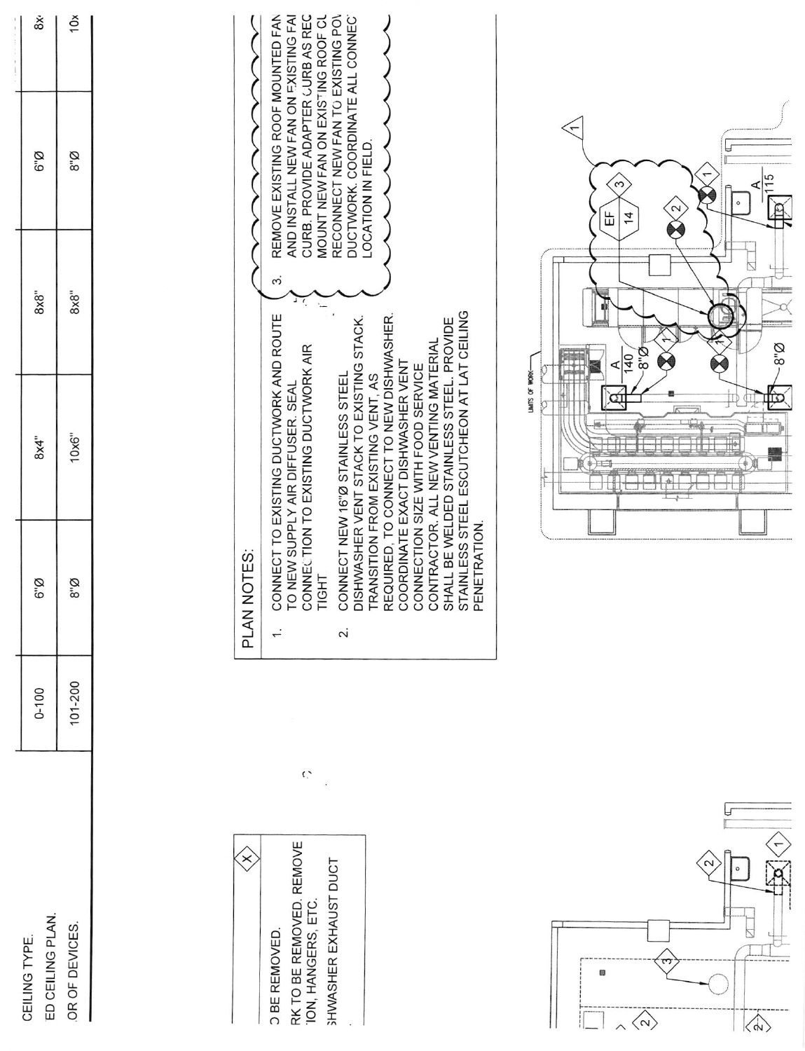CEILING TYPE.

ED CEILING PLAN.

OR OF DEVICES.

| | | | | | |
|---|---|---|---|---|---|
| 0-100 | 6"Ø | 8x4" | 8x8" | 6"Ø | 8x |
| 101-200 | 8"Ø | 10x6" | 8x8" | 8"Ø | 10x |

X

O BE REMOVED.

RK TO BE REMOVED. REMOVE ION, HANGERS, ETC.

SHWASHER EXHAUST DUCT

## PLAN NOTES:

1. CONNECT TO EXISTING DUCTWORK AND ROUTE TO NEW SUPPLY AIR DIFFUSER. SEAL CONNECTION TO EXISTING DUCTWORK AIR TIGHT
2. CONNECT NEW 16"Ø STAINLESS STEEL DISHWASHER VENT STACK TO EXISTING STACK. TRANSITION FROM EXISTING VENT, AS REQUIRED, TO CONNECT TO NEW DISHWASHER. COORDINATE EXACT DISHWASHER VENT CONNECTION SIZE WITH FOOD SERVICE CONTRACTOR. ALL NEW VENTING MATERIAL SHALL BE WELDED STAINLESS STEEL. PROVIDE STAINLESS STEEL ESCUTCHEON AT LAT CEILING PENETRATION.
3. REMOVE EXISTING ROOF MOUNTED FAN AND INSTALL NEW FAN ON EXISTING FAN CURB. PROVIDE ADAPTER CURB AS REQ MOUNT NEW FAN ON EXISTING ROOF CU RECONNECT NEW FAN TO EXISTING POW DUCTWORK. COORDINATE ALL CONNEC LOCATION IN FIELD.

LIMITS OF WORK

EF 14

A 140 8"Ø

8"Ø

A 115

1 2 3